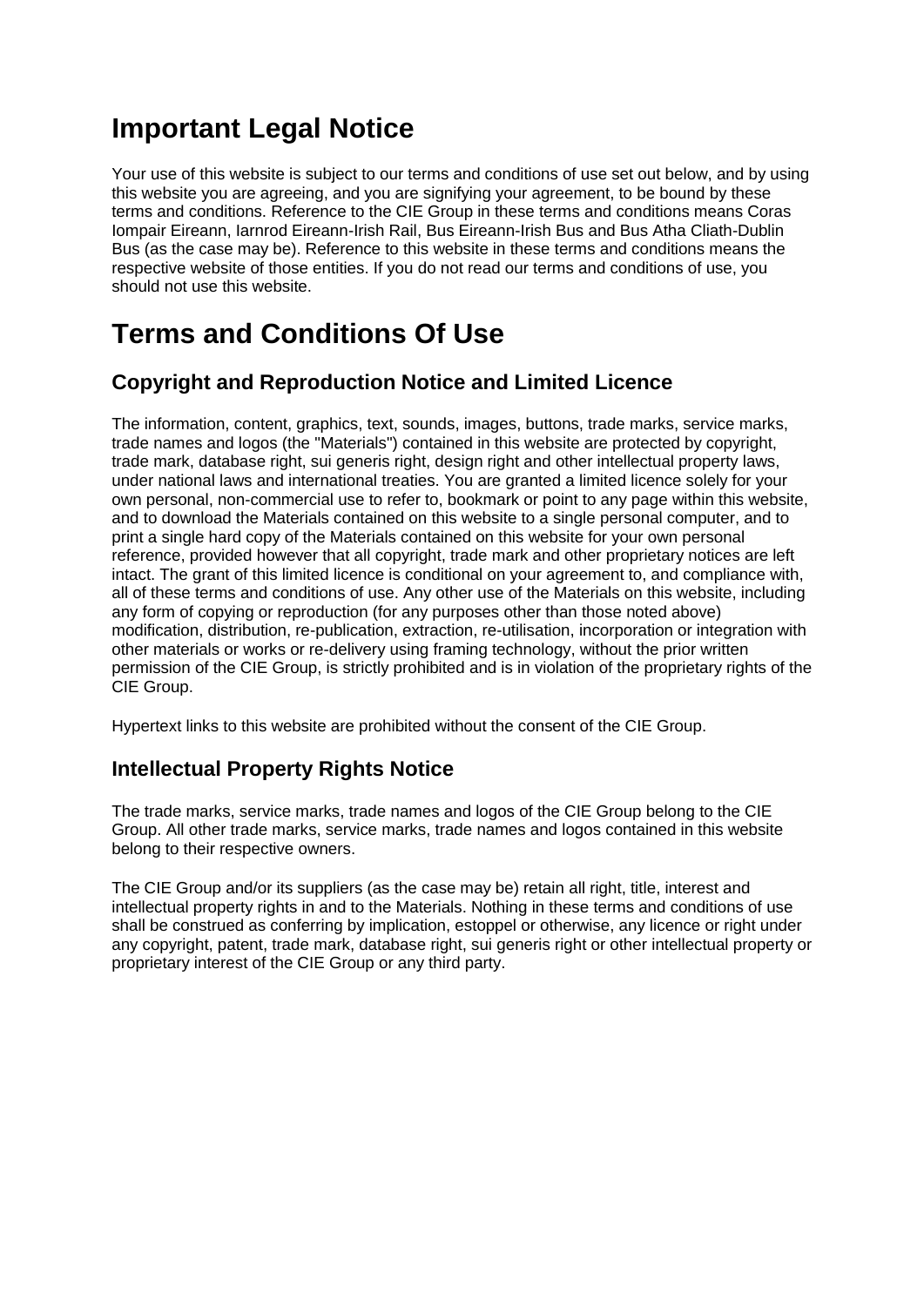# Important Legal Notice

Your use of this website is subject to our terms and conditions of use set out below, and by using this website you are agreeing, and you are signifying your agreement, to be bound by these terms and conditions. Reference to the CIE Group in these terms and conditions means Coras Iompair Eireann, Iarnrod Eireann-Irish Rail, Bus Eireann-Irish Bus and Bus Atha Cliath-Dublin Bus (as the case may be). Reference to this website in these terms and conditions means the respective website of those entities. If you do not read our terms and conditions of use, you should not use this website.

# Terms and Conditions Of Use

## Copyright and Reproduction Notice and Limited Licence

The information, content, graphics, text, sounds, images, buttons, trade marks, service marks, trade names and logos (the "Materials") contained in this website are protected by copyright, trade mark, database right, sui generis right, design right and other intellectual property laws, under national laws and international treaties. You are granted a limited licence solely for your own personal, non-commercial use to refer to, bookmark or point to any page within this website, and to download the Materials contained on this website to a single personal computer, and to print a single hard copy of the Materials contained on this website for your own personal reference, provided however that all copyright, trade mark and other proprietary notices are left intact. The grant of this limited licence is conditional on your agreement to, and compliance with, all of these terms and conditions of use. Any other use of the Materials on this website, including any form of copying or reproduction (for any purposes other than those noted above) modification, distribution, re-publication, extraction, re-utilisation, incorporation or integration with other materials or works or re-delivery using framing technology, without the prior written permission of the CIE Group, is strictly prohibited and is in violation of the proprietary rights of the CIE Group.

Hypertext links to this website are prohibited without the consent of the CIE Group.

## Intellectual Property Rights Notice

The trade marks, service marks, trade names and logos of the CIE Group belong to the CIE Group. All other trade marks, service marks, trade names and logos contained in this website belong to their respective owners.

The CIE Group and/or its suppliers (as the case may be) retain all right, title, interest and intellectual property rights in and to the Materials. Nothing in these terms and conditions of use shall be construed as conferring by implication, estoppel or otherwise, any licence or right under any copyright, patent, trade mark, database right, sui generis right or other intellectual property or proprietary interest of the CIE Group or any third party.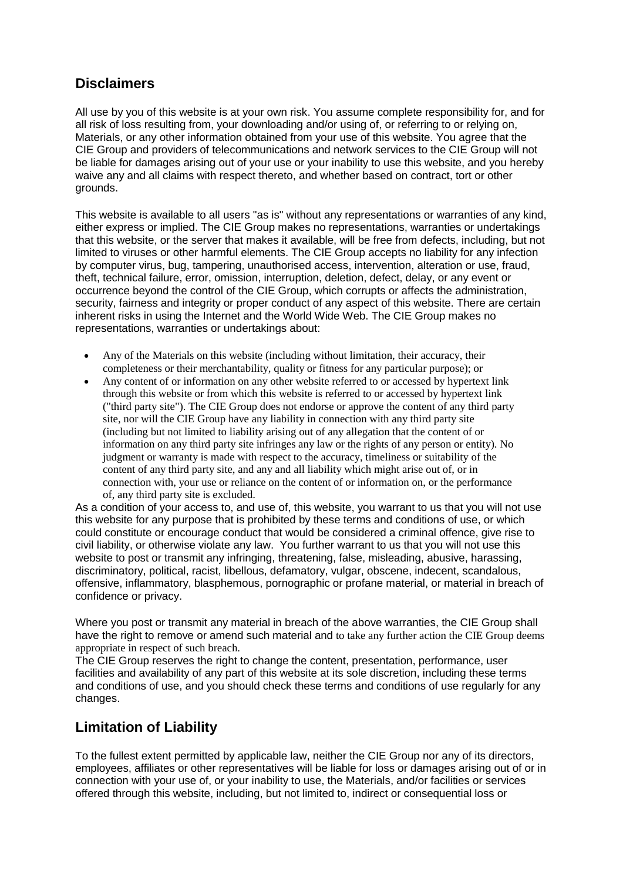## Disclaimers

All use by you of this website is at your own risk. You assume complete responsibility for, and for all risk of loss resulting from, your downloading and/or using of, or referring to or relying on, Materials, or any other information obtained from your use of this website. You agree that the CIE Group and providers of telecommunications and network services to the CIE Group will not be liable for damages arising out of your use or your inability to use this website, and you hereby waive any and all claims with respect thereto, and whether based on contract, tort or other grounds.

This website is available to all users "as is" without any representations or warranties of any kind, either express or implied. The CIE Group makes no representations, warranties or undertakings that this website, or the server that makes it available, will be free from defects, including, but not limited to viruses or other harmful elements. The CIE Group accepts no liability for any infection by computer virus, bug, tampering, unauthorised access, intervention, alteration or use, fraud, theft, technical failure, error, omission, interruption, deletion, defect, delay, or any event or occurrence beyond the control of the CIE Group, which corrupts or affects the administration, security, fairness and integrity or proper conduct of any aspect of this website. There are certain inherent risks in using the Internet and the World Wide Web. The CIE Group makes no representations, warranties or undertakings about:

- Any of the Materials on this website (including without limitation, their accuracy, their completeness or their merchantability, quality or fitness for any particular purpose); or
- Any content of or information on any other website referred to or accessed by hypertext link through this website or from which this website is referred to or accessed by hypertext link ("third party site"). The CIE Group does not endorse or approve the content of any third party site, nor will the CIE Group have any liability in connection with any third party site (including but not limited to liability arising out of any allegation that the content of or information on any third party site infringes any law or the rights of any person or entity). No judgment or warranty is made with respect to the accuracy, timeliness or suitability of the content of any third party site, and any and all liability which might arise out of, or in connection with, your use or reliance on the content of or information on, or the performance of, any third party site is excluded.

As a condition of your access to, and use of, this website, you warrant to us that you will not use this website for any purpose that is prohibited by these terms and conditions of use, or which could constitute or encourage conduct that would be considered a criminal offence, give rise to civil liability, or otherwise violate any law. You further warrant to us that you will not use this website to post or transmit any infringing, threatening, false, misleading, abusive, harassing, discriminatory, political, racist, libellous, defamatory, vulgar, obscene, indecent, scandalous, offensive, inflammatory, blasphemous, pornographic or profane material, or material in breach of confidence or privacy.

Where you post or transmit any material in breach of the above warranties, the CIE Group shall have the right to remove or amend such material and to take any further action the CIE Group deems appropriate in respect of such breach.

The CIE Group reserves the right to change the content, presentation, performance, user facilities and availability of any part of this website at its sole discretion, including these terms and conditions of use, and you should check these terms and conditions of use regularly for any changes.

## Limitation of Liability

To the fullest extent permitted by applicable law, neither the CIE Group nor any of its directors, employees, affiliates or other representatives will be liable for loss or damages arising out of or in connection with your use of, or your inability to use, the Materials, and/or facilities or services offered through this website, including, but not limited to, indirect or consequential loss or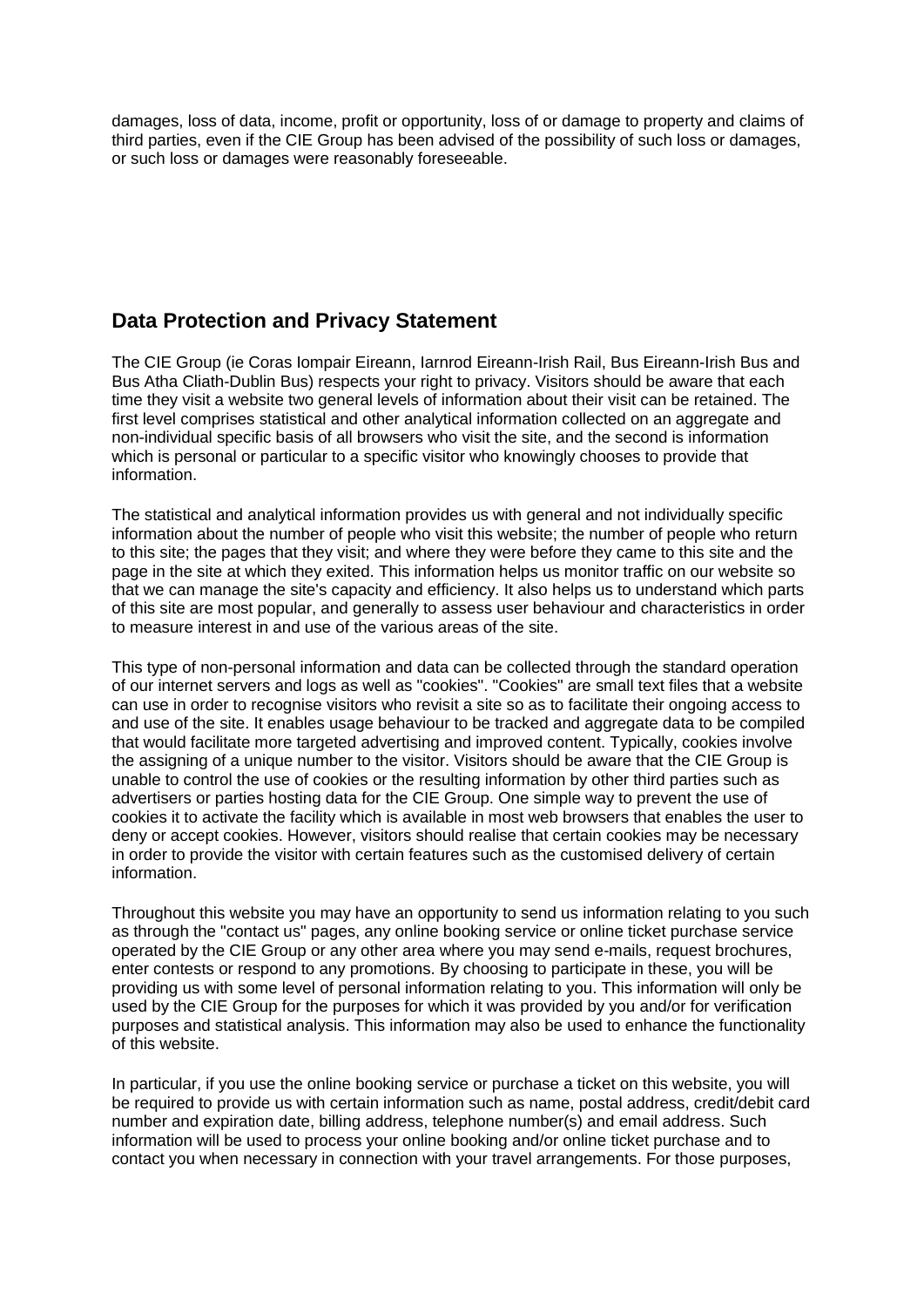damages, loss of data, income, profit or opportunity, loss of or damage to property and claims of third parties, even if the CIE Group has been advised of the possibility of such loss or damages, or such loss or damages were reasonably foreseeable.

## Data Protection and Privacy Statement

The CIE Group (ie Coras Iompair Eireann, Iarnrod Eireann-Irish Rail, Bus Eireann-Irish Bus and Bus Atha Cliath-Dublin Bus) respects your right to privacy. Visitors should be aware that each time they visit a website two general levels of information about their visit can be retained. The first level comprises statistical and other analytical information collected on an aggregate and non-individual specific basis of all browsers who visit the site, and the second is information which is personal or particular to a specific visitor who knowingly chooses to provide that information.

The statistical and analytical information provides us with general and not individually specific information about the number of people who visit this website; the number of people who return to this site; the pages that they visit; and where they were before they came to this site and the page in the site at which they exited. This information helps us monitor traffic on our website so that we can manage the site's capacity and efficiency. It also helps us to understand which parts of this site are most popular, and generally to assess user behaviour and characteristics in order to measure interest in and use of the various areas of the site.

This type of non-personal information and data can be collected through the standard operation of our internet servers and logs as well as "cookies". "Cookies" are small text files that a website can use in order to recognise visitors who revisit a site so as to facilitate their ongoing access to and use of the site. It enables usage behaviour to be tracked and aggregate data to be compiled that would facilitate more targeted advertising and improved content. Typically, cookies involve the assigning of a unique number to the visitor. Visitors should be aware that the CIE Group is unable to control the use of cookies or the resulting information by other third parties such as advertisers or parties hosting data for the CIE Group. One simple way to prevent the use of cookies it to activate the facility which is available in most web browsers that enables the user to deny or accept cookies. However, visitors should realise that certain cookies may be necessary in order to provide the visitor with certain features such as the customised delivery of certain information.

Throughout this website you may have an opportunity to send us information relating to you such as through the "contact us" pages, any online booking service or online ticket purchase service operated by the CIE Group or any other area where you may send e-mails, request brochures, enter contests or respond to any promotions. By choosing to participate in these, you will be providing us with some level of personal information relating to you. This information will only be used by the CIE Group for the purposes for which it was provided by you and/or for verification purposes and statistical analysis. This information may also be used to enhance the functionality of this website.

In particular, if you use the online booking service or purchase a ticket on this website, you will be required to provide us with certain information such as name, postal address, credit/debit card number and expiration date, billing address, telephone number(s) and email address. Such information will be used to process your online booking and/or online ticket purchase and to contact you when necessary in connection with your travel arrangements. For those purposes,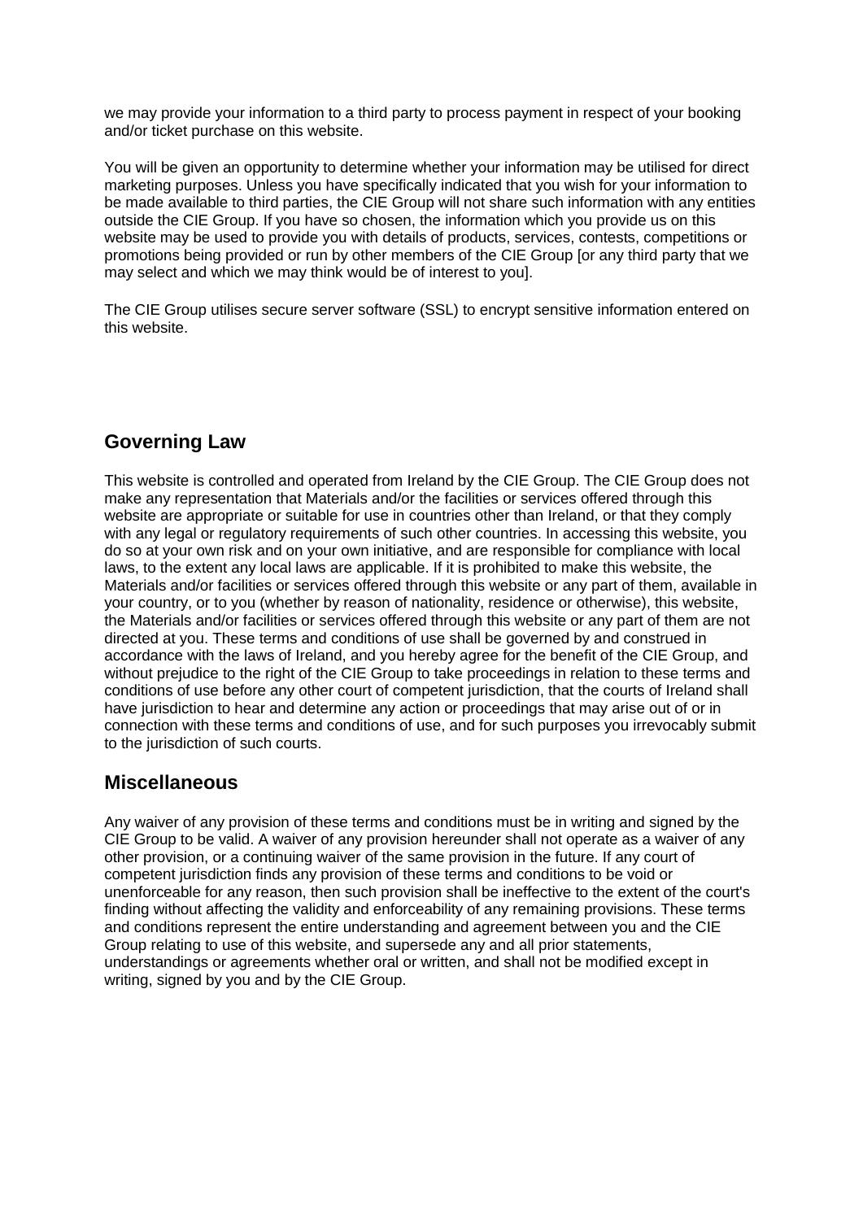we may provide your information to a third party to process payment in respect of your booking and/or ticket purchase on this website.

You will be given an opportunity to determine whether your information may be utilised for direct marketing purposes. Unless you have specifically indicated that you wish for your information to be made available to third parties, the CIE Group will not share such information with any entities outside the CIE Group. If you have so chosen, the information which you provide us on this website may be used to provide you with details of products, services, contests, competitions or promotions being provided or run by other members of the CIE Group [or any third party that we may select and which we may think would be of interest to you].

The CIE Group utilises secure server software (SSL) to encrypt sensitive information entered on this website.

## Governing Law

This website is controlled and operated from Ireland by the CIE Group. The CIE Group does not make any representation that Materials and/or the facilities or services offered through this website are appropriate or suitable for use in countries other than Ireland, or that they comply with any legal or regulatory requirements of such other countries. In accessing this website, you do so at your own risk and on your own initiative, and are responsible for compliance with local laws, to the extent any local laws are applicable. If it is prohibited to make this website, the Materials and/or facilities or services offered through this website or any part of them, available in your country, or to you (whether by reason of nationality, residence or otherwise), this website, the Materials and/or facilities or services offered through this website or any part of them are not directed at you. These terms and conditions of use shall be governed by and construed in accordance with the laws of Ireland, and you hereby agree for the benefit of the CIE Group, and without prejudice to the right of the CIE Group to take proceedings in relation to these terms and conditions of use before any other court of competent jurisdiction, that the courts of Ireland shall have jurisdiction to hear and determine any action or proceedings that may arise out of or in connection with these terms and conditions of use, and for such purposes you irrevocably submit to the jurisdiction of such courts.

## Miscellaneous

Any waiver of any provision of these terms and conditions must be in writing and signed by the CIE Group to be valid. A waiver of any provision hereunder shall not operate as a waiver of any other provision, or a continuing waiver of the same provision in the future. If any court of competent jurisdiction finds any provision of these terms and conditions to be void or unenforceable for any reason, then such provision shall be ineffective to the extent of the court's finding without affecting the validity and enforceability of any remaining provisions. These terms and conditions represent the entire understanding and agreement between you and the CIE Group relating to use of this website, and supersede any and all prior statements, understandings or agreements whether oral or written, and shall not be modified except in writing, signed by you and by the CIE Group.